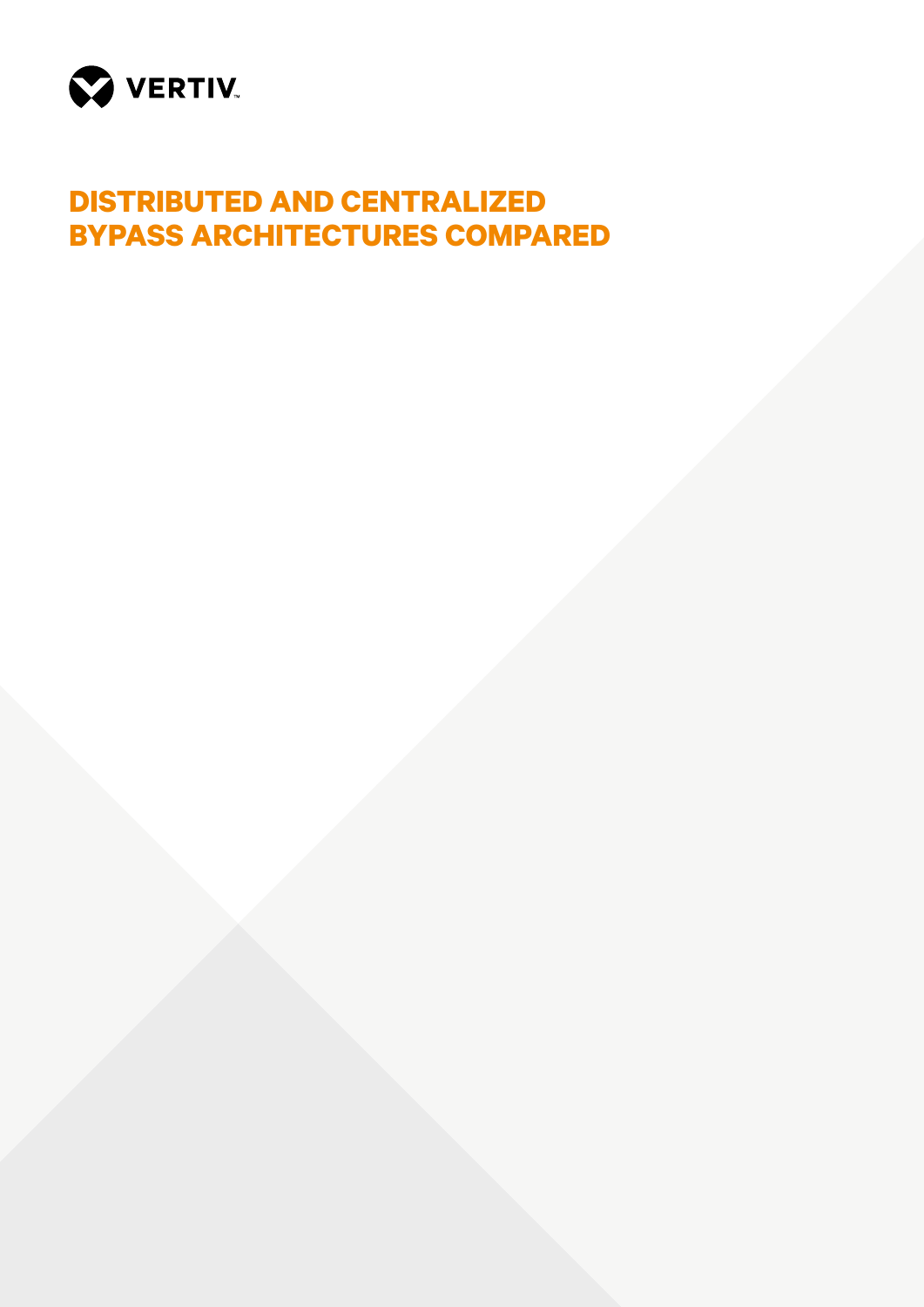VERTIV

# DISTRIBUTED AND CENTRALIZED BYPASS ARCHITECTURES COMPARED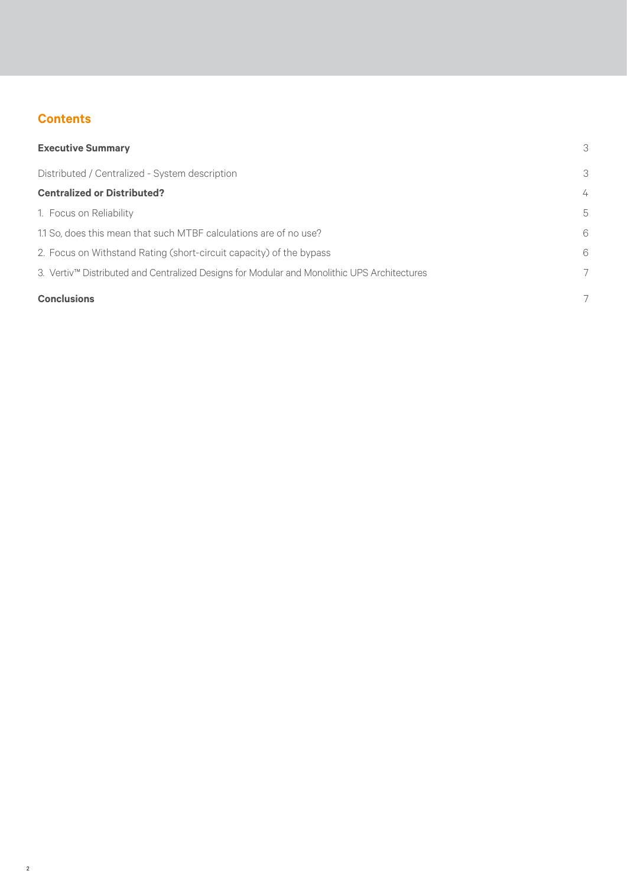## Contents

| | |
|---|---|
| **Executive Summary** | 3 |
| Distributed / Centralized - System description | 3 |
| **Centralized or Distributed?** | 4 |
| 1. Focus on Reliability | 5 |
| 1.1 So, does this mean that such MTBF calculations are of no use? | 6 |
| 2. Focus on Withstand Rating (short-circuit capacity) of the bypass | 6 |
| 3. Vertiv™ Distributed and Centralized Designs for Modular and Monolithic UPS Architectures | 7 |
| **Conclusions** | 7 |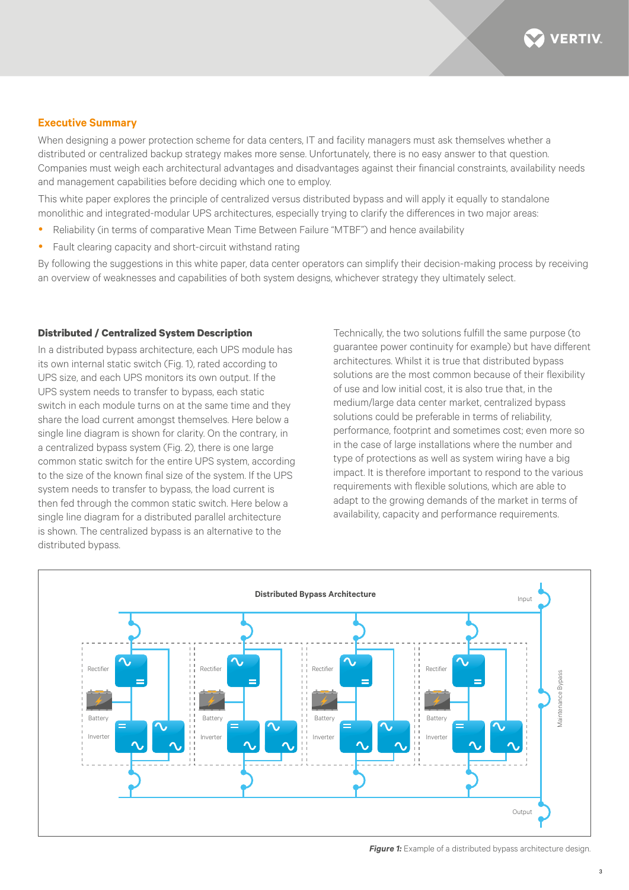## Executive Summary

When designing a power protection scheme for data centers, IT and facility managers must ask themselves whether a distributed or centralized backup strategy makes more sense. Unfortunately, there is no easy answer to that question. Companies must weigh each architectural advantages and disadvantages against their financial constraints, availability needs and management capabilities before deciding which one to employ.

This white paper explores the principle of centralized versus distributed bypass and will apply it equally to standalone monolithic and integrated-modular UPS architectures, especially trying to clarify the differences in two major areas:

- Reliability (in terms of comparative Mean Time Between Failure "MTBF") and hence availability
- Fault clearing capacity and short-circuit withstand rating

By following the suggestions in this white paper, data center operators can simplify their decision-making process by receiving an overview of weaknesses and capabilities of both system designs, whichever strategy they ultimately select.

### Distributed / Centralized System Description

In a distributed bypass architecture, each UPS module has its own internal static switch (Fig. 1), rated according to UPS size, and each UPS monitors its own output. If the UPS system needs to transfer to bypass, each static switch in each module turns on at the same time and they share the load current amongst themselves. Here below a single line diagram is shown for clarity. On the contrary, in a centralized bypass system (Fig. 2), there is one large common static switch for the entire UPS system, according to the size of the known final size of the system. If the UPS system needs to transfer to bypass, the load current is then fed through the common static switch. Here below a single line diagram for a distributed parallel architecture is shown. The centralized bypass is an alternative to the distributed bypass.

Technically, the two solutions fulfill the same purpose (to guarantee power continuity for example) but have different architectures. Whilst it is true that distributed bypass solutions are the most common because of their flexibility of use and low initial cost, it is also true that, in the medium/large data center market, centralized bypass solutions could be preferable in terms of reliability, performance, footprint and sometimes cost; even more so in the case of large installations where the number and type of protections as well as system wiring have a big impact. It is therefore important to respond to the various requirements with flexible solutions, which are able to adapt to the growing demands of the market in terms of availability, capacity and performance requirements.

***Figure 1:*** Example of a distributed bypass architecture design.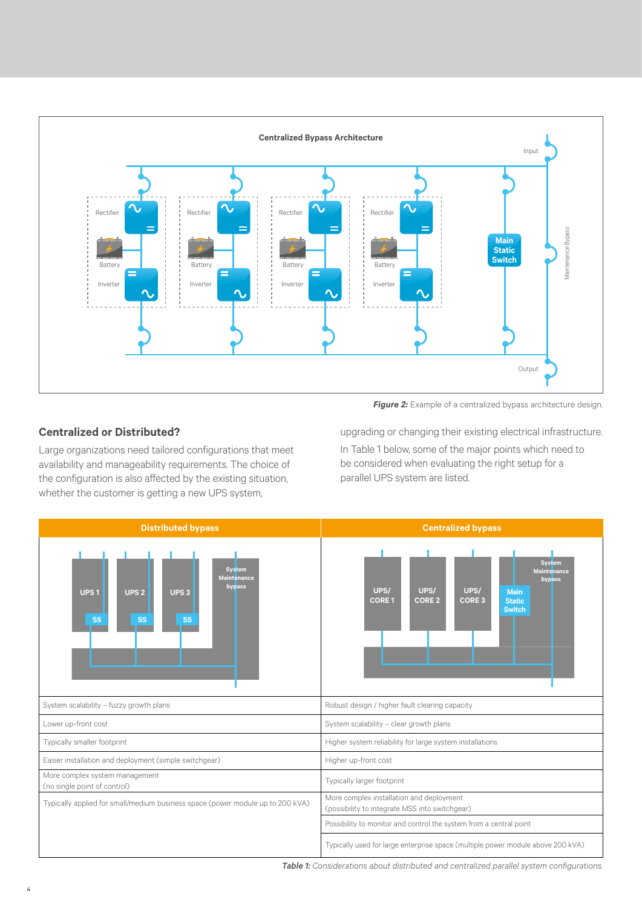Figure 2: Example of a centralized bypass architecture design.

## Centralized or Distributed?

Large organizations need tailored configurations that meet availability and manageability requirements. The choice of the configuration is also affected by the existing situation, whether the customer is getting a new UPS system, upgrading or changing their existing electrical infrastructure.

In Table 1 below, some of the major points which need to be considered when evaluating the right setup for a parallel UPS system are listed.

| Distributed bypass | Centralized bypass |
|---|---|
| System scalability – fuzzy growth plans | Robust design / higher fault clearing capacity |
| Lower up-front cost | System scalability – clear growth plans |
| Typically smaller footprint | Higher system reliability for large system installations |
| Easier installation and deployment (simple switchgear) | Higher up-front cost |
| More complex system management (no single point of control) | Typically larger footprint |
| Typically applied for small/medium business space (power module up to 200 kVA) | More complex installation and deployment (possibility to integrate MSS into switchgear) |
| | Possibility to monitor and control the system from a central point |
| | Typically used for large enterprise space (multiple power module above 200 kVA) |

*Table 1: Considerations about distributed and centralized parallel system configurations.*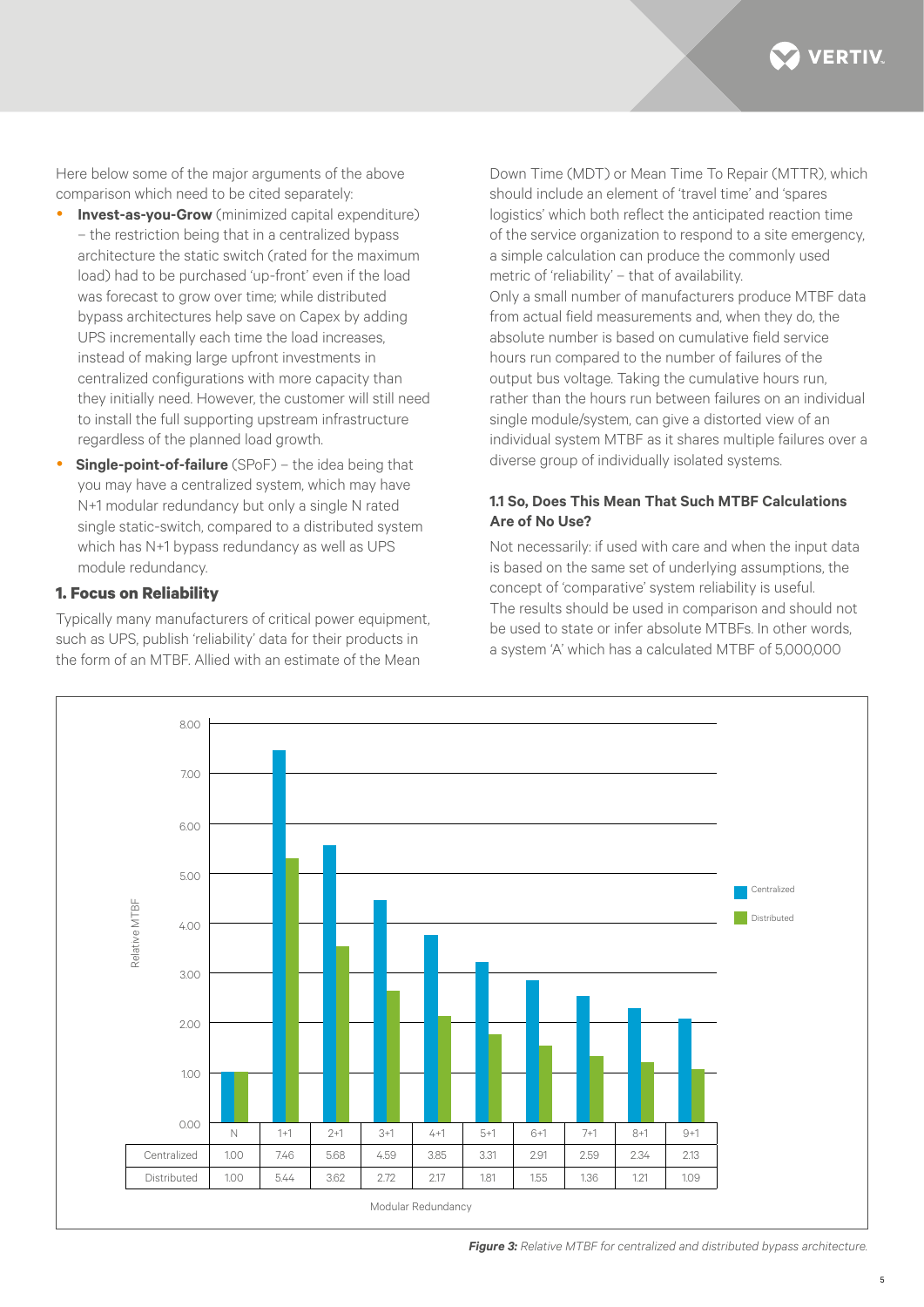Here below some of the major arguments of the above comparison which need to be cited separately:

- **Invest-as-you-Grow** (minimized capital expenditure) – the restriction being that in a centralized bypass architecture the static switch (rated for the maximum load) had to be purchased 'up-front' even if the load was forecast to grow over time; while distributed bypass architectures help save on Capex by adding UPS incrementally each time the load increases, instead of making large upfront investments in centralized configurations with more capacity than they initially need. However, the customer will still need to install the full supporting upstream infrastructure regardless of the planned load growth.
- **Single-point-of-failure** (SPoF) – the idea being that you may have a centralized system, which may have N+1 modular redundancy but only a single N rated single static-switch, compared to a distributed system which has N+1 bypass redundancy as well as UPS module redundancy.

### 1. Focus on Reliability

Typically many manufacturers of critical power equipment, such as UPS, publish 'reliability' data for their products in the form of an MTBF. Allied with an estimate of the Mean Down Time (MDT) or Mean Time To Repair (MTTR), which should include an element of 'travel time' and 'spares logistics' which both reflect the anticipated reaction time of the service organization to respond to a site emergency, a simple calculation can produce the commonly used metric of 'reliability' – that of availability.

Only a small number of manufacturers produce MTBF data from actual field measurements and, when they do, the absolute number is based on cumulative field service hours run compared to the number of failures of the output bus voltage. Taking the cumulative hours run, rather than the hours run between failures on an individual single module/system, can give a distorted view of an individual system MTBF as it shares multiple failures over a diverse group of individually isolated systems.

#### 1.1 So, Does This Mean That Such MTBF Calculations Are of No Use?

Not necessarily: if used with care and when the input data is based on the same set of underlying assumptions, the concept of 'comparative' system reliability is useful.

The results should be used in comparison and should not be used to state or infer absolute MTBFs. In other words, a system 'A' which has a calculated MTBF of 5,000,000

| Relative MTBF | N | 1+1 | 2+1 | 3+1 | 4+1 | 5+1 | 6+1 | 7+1 | 8+1 | 9+1 |
|---|---|---|---|---|---|---|---|---|---|---|
| Centralized | 1.00 | 7.46 | 5.68 | 4.59 | 3.85 | 3.31 | 2.91 | 2.59 | 2.34 | 2.13 |
| Distributed | 1.00 | 5.44 | 3.62 | 2.72 | 2.17 | 1.81 | 1.55 | 1.36 | 1.21 | 1.09 |

Modular Redundancy

***Figure 3:*** *Relative MTBF for centralized and distributed bypass architecture.*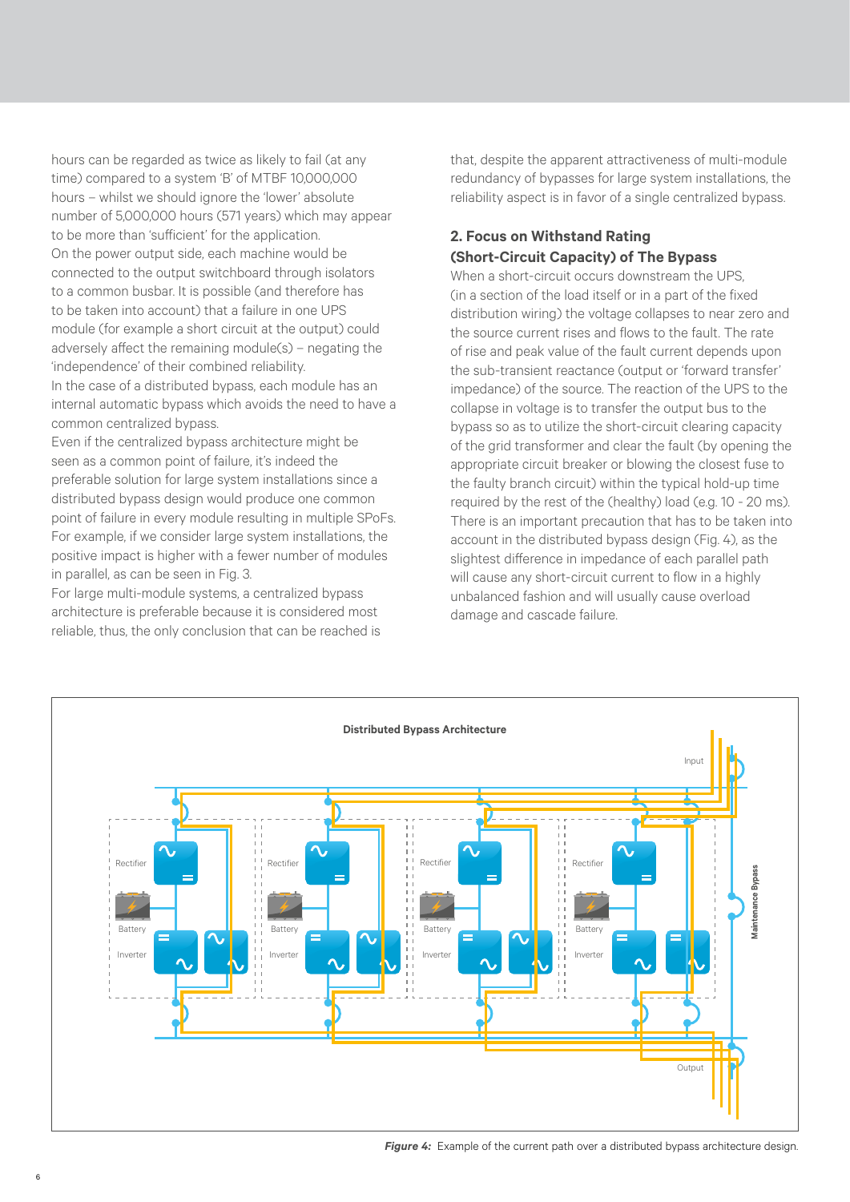hours can be regarded as twice as likely to fail (at any time) compared to a system 'B' of MTBF 10,000,000 hours – whilst we should ignore the 'lower' absolute number of 5,000,000 hours (571 years) which may appear to be more than 'sufficient' for the application.

On the power output side, each machine would be connected to the output switchboard through isolators to a common busbar. It is possible (and therefore has to be taken into account) that a failure in one UPS module (for example a short circuit at the output) could adversely affect the remaining module(s) – negating the 'independence' of their combined reliability.

In the case of a distributed bypass, each module has an internal automatic bypass which avoids the need to have a common centralized bypass.

Even if the centralized bypass architecture might be seen as a common point of failure, it's indeed the preferable solution for large system installations since a distributed bypass design would produce one common point of failure in every module resulting in multiple SPoFs. For example, if we consider large system installations, the positive impact is higher with a fewer number of modules in parallel, as can be seen in Fig. 3.

For large multi-module systems, a centralized bypass architecture is preferable because it is considered most reliable, thus, the only conclusion that can be reached is that, despite the apparent attractiveness of multi-module redundancy of bypasses for large system installations, the reliability aspect is in favor of a single centralized bypass.

## 2. Focus on Withstand Rating (Short-Circuit Capacity) of The Bypass

When a short-circuit occurs downstream the UPS, (in a section of the load itself or in a part of the fixed distribution wiring) the voltage collapses to near zero and the source current rises and flows to the fault. The rate of rise and peak value of the fault current depends upon the sub-transient reactance (output or 'forward transfer' impedance) of the source. The reaction of the UPS to the collapse in voltage is to transfer the output bus to the bypass so as to utilize the short-circuit clearing capacity of the grid transformer and clear the fault (by opening the appropriate circuit breaker or blowing the closest fuse to the faulty branch circuit) within the typical hold-up time required by the rest of the (healthy) load (e.g. 10 - 20 ms).

There is an important precaution that has to be taken into account in the distributed bypass design (Fig. 4), as the slightest difference in impedance of each parallel path will cause any short-circuit current to flow in a highly unbalanced fashion and will usually cause overload damage and cascade failure.

**Distributed Bypass Architecture**

***Figure 4:*** Example of the current path over a distributed bypass architecture design.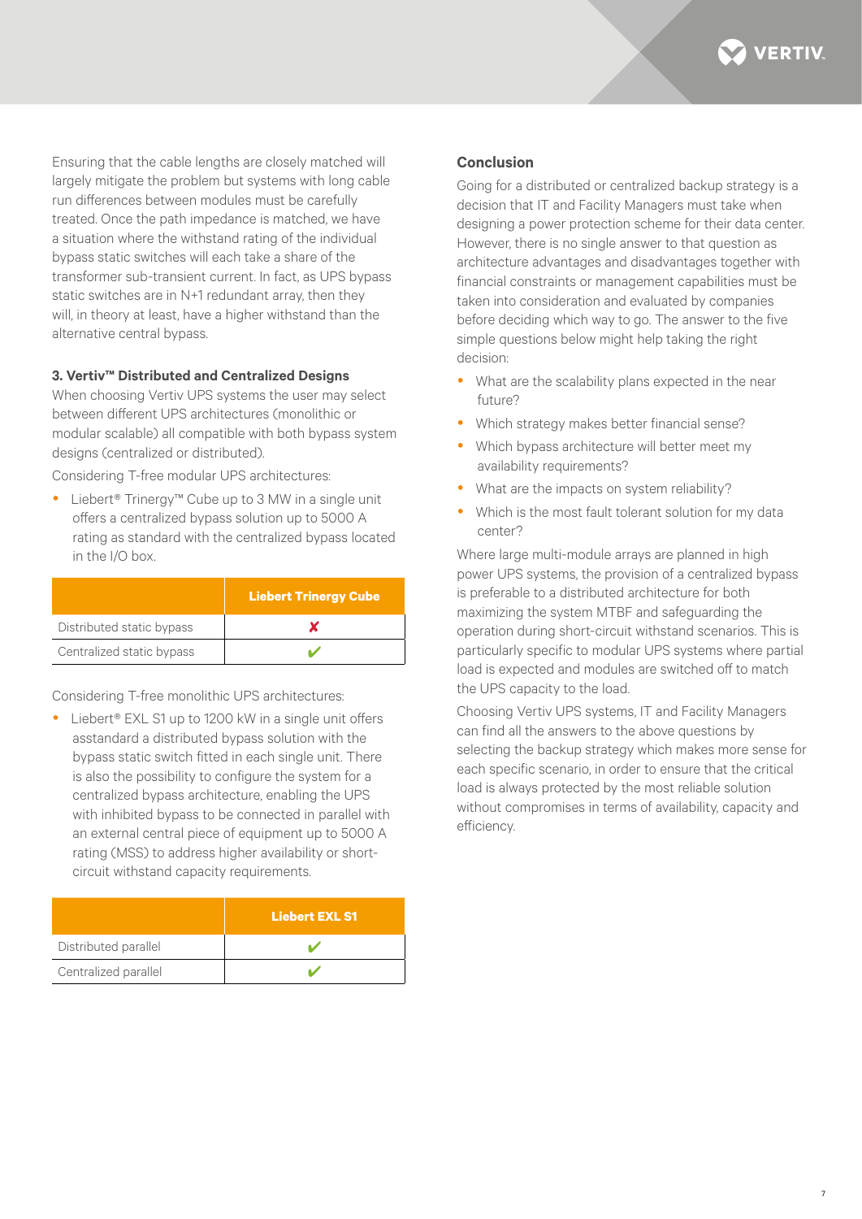Ensuring that the cable lengths are closely matched will largely mitigate the problem but systems with long cable run differences between modules must be carefully treated. Once the path impedance is matched, we have a situation where the withstand rating of the individual bypass static switches will each take a share of the transformer sub-transient current. In fact, as UPS bypass static switches are in N+1 redundant array, then they will, in theory at least, have a higher withstand than the alternative central bypass.

### 3. Vertiv™ Distributed and Centralized Designs

When choosing Vertiv UPS systems the user may select between different UPS architectures (monolithic or modular scalable) all compatible with both bypass system designs (centralized or distributed).

Considering T-free modular UPS architectures:

- Liebert® Trinergy™ Cube up to 3 MW in a single unit offers a centralized bypass solution up to 5000 A rating as standard with the centralized bypass located in the I/O box.

| | Liebert Trinergy Cube |
|---|---|
| Distributed static bypass | ✘ |
| Centralized static bypass | ✔ |

Considering T-free monolithic UPS architectures:

- Liebert® EXL S1 up to 1200 kW in a single unit offers asstandard a distributed bypass solution with the bypass static switch fitted in each single unit. There is also the possibility to configure the system for a centralized bypass architecture, enabling the UPS with inhibited bypass to be connected in parallel with an external central piece of equipment up to 5000 A rating (MSS) to address higher availability or short-circuit withstand capacity requirements.

| | Liebert EXL S1 |
|---|---|
| Distributed parallel | ✔ |
| Centralized parallel | ✔ |

### Conclusion

Going for a distributed or centralized backup strategy is a decision that IT and Facility Managers must take when designing a power protection scheme for their data center. However, there is no single answer to that question as architecture advantages and disadvantages together with financial constraints or management capabilities must be taken into consideration and evaluated by companies before deciding which way to go. The answer to the five simple questions below might help taking the right decision:

- What are the scalability plans expected in the near future?
- Which strategy makes better financial sense?
- Which bypass architecture will better meet my availability requirements?
- What are the impacts on system reliability?
- Which is the most fault tolerant solution for my data center?

Where large multi-module arrays are planned in high power UPS systems, the provision of a centralized bypass is preferable to a distributed architecture for both maximizing the system MTBF and safeguarding the operation during short-circuit withstand scenarios. This is particularly specific to modular UPS systems where partial load is expected and modules are switched off to match the UPS capacity to the load.

Choosing Vertiv UPS systems, IT and Facility Managers can find all the answers to the above questions by selecting the backup strategy which makes more sense for each specific scenario, in order to ensure that the critical load is always protected by the most reliable solution without compromises in terms of availability, capacity and efficiency.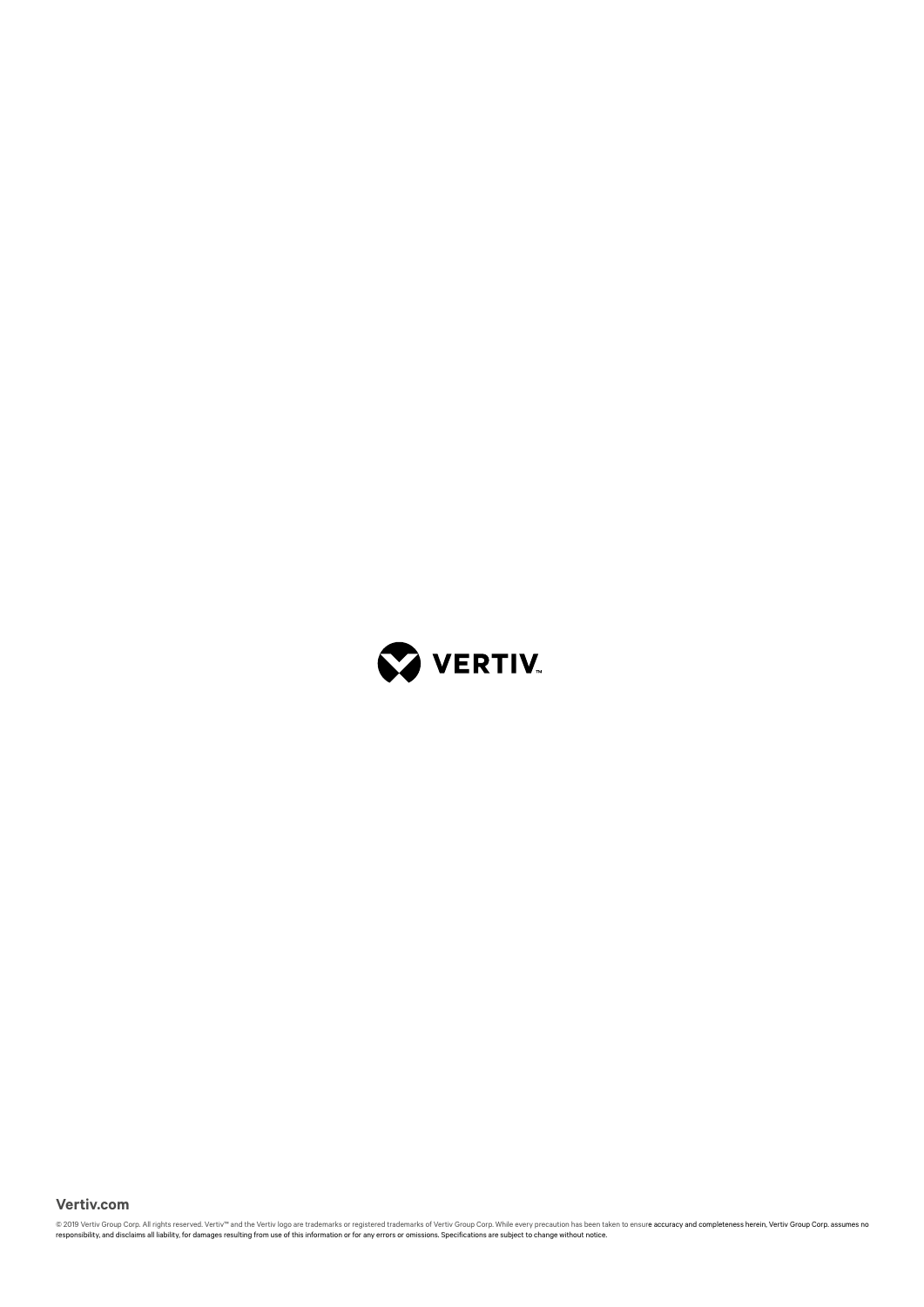VERTIV.

**Vertiv.com**

© 2019 Vertiv Group Corp. All rights reserved. Vertiv™ and the Vertiv logo are trademarks or registered trademarks of Vertiv Group Corp. While every precaution has been taken to ensure accuracy and completeness herein, Vertiv Group Corp. assumes no responsibility, and disclaims all liability, for damages resulting from use of this information or for any errors or omissions. Specifications are subject to change without notice.